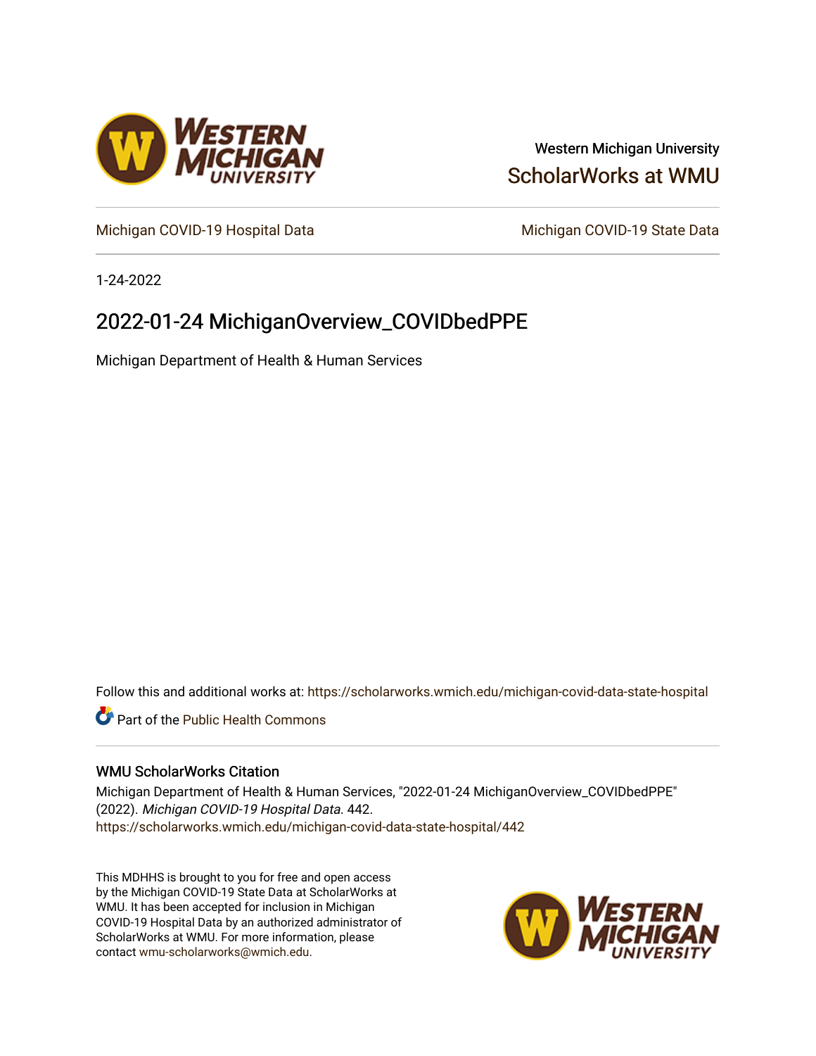Western Michigan University

ScholarWorks at WMU

Michigan COVID-19 Hospital Data

Michigan COVID-19 State Data

1-24-2022

# 2022-01-24 MichiganOverview_COVIDbedPPE

Michigan Department of Health & Human Services

Follow this and additional works at: https://scholarworks.wmich.edu/michigan-covid-data-state-hospital

Part of the Public Health Commons

## WMU ScholarWorks Citation

Michigan Department of Health & Human Services, "2022-01-24 MichiganOverview_COVIDbedPPE" (2022). *Michigan COVID-19 Hospital Data*. 442.
https://scholarworks.wmich.edu/michigan-covid-data-state-hospital/442

This MDHHS is brought to you for free and open access by the Michigan COVID-19 State Data at ScholarWorks at WMU. It has been accepted for inclusion in Michigan COVID-19 Hospital Data by an authorized administrator of ScholarWorks at WMU. For more information, please contact wmu-scholarworks@wmich.edu.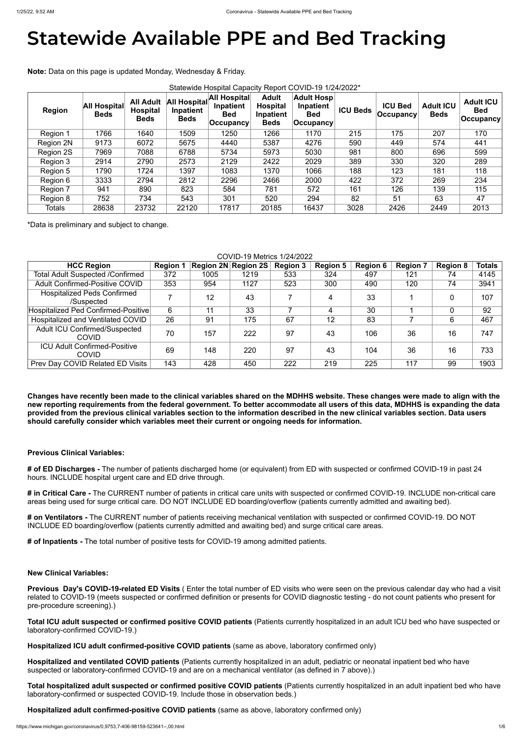# Statewide Available PPE and Bed Tracking

**Note:** Data on this page is updated Monday, Wednesday & Friday.

Statewide Hospital Capacity Report COVID-19 1/24/2022*

| Region | All Hospital Beds | All Adult Hospital Beds | All Hospital Inpatient Beds | All Hospital Inpatient Bed Occupancy | Adult Hospital Inpatient Beds | Adult Hosp Inpatient Bed Occupancy | ICU Beds | ICU Bed Occupancy | Adult ICU Beds | Adult ICU Bed Occupancy |
|---|---|---|---|---|---|---|---|---|---|---|
| Region 1 | 1766 | 1640 | 1509 | 1250 | 1266 | 1170 | 215 | 175 | 207 | 170 |
| Region 2N | 9173 | 6072 | 5675 | 4440 | 5387 | 4276 | 590 | 449 | 574 | 441 |
| Region 2S | 7969 | 7088 | 6788 | 5734 | 5973 | 5030 | 981 | 800 | 696 | 599 |
| Region 3 | 2914 | 2790 | 2573 | 2129 | 2422 | 2029 | 389 | 330 | 320 | 289 |
| Region 5 | 1790 | 1724 | 1397 | 1083 | 1370 | 1066 | 188 | 123 | 181 | 118 |
| Region 6 | 3333 | 2794 | 2812 | 2296 | 2466 | 2000 | 422 | 372 | 269 | 234 |
| Region 7 | 941 | 890 | 823 | 584 | 781 | 572 | 161 | 126 | 139 | 115 |
| Region 8 | 752 | 734 | 543 | 301 | 520 | 294 | 82 | 51 | 63 | 47 |
| Totals | 28638 | 23732 | 22120 | 17817 | 20185 | 16437 | 3028 | 2426 | 2449 | 2013 |

*Data is preliminary and subject to change.

COVID-19 Metrics 1/24/2022

| HCC Region | Region 1 | Region 2N | Region 2S | Region 3 | Region 5 | Region 6 | Region 7 | Region 8 | Totals |
|---|---|---|---|---|---|---|---|---|---|
| Total Adult Suspected /Confirmed | 372 | 1005 | 1219 | 533 | 324 | 497 | 121 | 74 | 4145 |
| Adult Confirmed-Positive COVID | 353 | 954 | 1127 | 523 | 300 | 490 | 120 | 74 | 3941 |
| Hospitalized Peds Confirmed /Suspected | 7 | 12 | 43 | 7 | 4 | 33 | 1 | 0 | 107 |
| Hospitalized Ped Confirmed-Positive | 6 | 11 | 33 | 7 | 4 | 30 | 1 | 0 | 92 |
| Hospitalized and Ventilated COVID | 26 | 91 | 175 | 67 | 12 | 83 | 7 | 6 | 467 |
| Adult ICU Confirmed/Suspected COVID | 70 | 157 | 222 | 97 | 43 | 106 | 36 | 16 | 747 |
| ICU Adult Confirmed-Positive COVID | 69 | 148 | 220 | 97 | 43 | 104 | 36 | 16 | 733 |
| Prev Day COVID Related ED Visits | 143 | 428 | 450 | 222 | 219 | 225 | 117 | 99 | 1903 |

**Changes have recently been made to the clinical variables shared on the MDHHS website. These changes were made to align with the new reporting requirements from the federal government. To better accommodate all users of this data, MDHHS is expanding the data provided from the previous clinical variables section to the information described in the new clinical variables section. Data users should carefully consider which variables meet their current or ongoing needs for information.**

**Previous Clinical Variables:**

**# of ED Discharges -** The number of patients discharged home (or equivalent) from ED with suspected or confirmed COVID-19 in past 24 hours. INCLUDE hospital urgent care and ED drive through.

**# in Critical Care -** The CURRENT number of patients in critical care units with suspected or confirmed COVID-19. INCLUDE non-critical care areas being used for surge critical care. DO NOT INCLUDE ED boarding/overflow (patients currently admitted and awaiting bed).

**# on Ventilators -** The CURRENT number of patients receiving mechanical ventilation with suspected or confirmed COVID-19. DO NOT INCLUDE ED boarding/overflow (patients currently admitted and awaiting bed) and surge critical care areas.

**# of Inpatients -** The total number of positive tests for COVID-19 among admitted patients.

**New Clinical Variables:**

**Previous Day's COVID-19-related ED Visits** ( Enter the total number of ED visits who were seen on the previous calendar day who had a visit related to COVID-19 (meets suspected or confirmed definition or presents for COVID diagnostic testing - do not count patients who present for pre-procedure screening).)

**Total ICU adult suspected or confirmed positive COVID patients** (Patients currently hospitalized in an adult ICU bed who have suspected or laboratory-confirmed COVID-19.)

**Hospitalized ICU adult confirmed-positive COVID patients** (same as above, laboratory confirmed only)

**Hospitalized and ventilated COVID patients** (Patients currently hospitalized in an adult, pediatric or neonatal inpatient bed who have suspected or laboratory-confirmed COVID-19 and are on a mechanical ventilator (as defined in 7 above).)

**Total hospitalized adult suspected or confirmed positive COVID patients** (Patients currently hospitalized in an adult inpatient bed who have laboratory-confirmed or suspected COVID-19. Include those in observation beds.)

**Hospitalized adult confirmed-positive COVID patients** (same as above, laboratory confirmed only)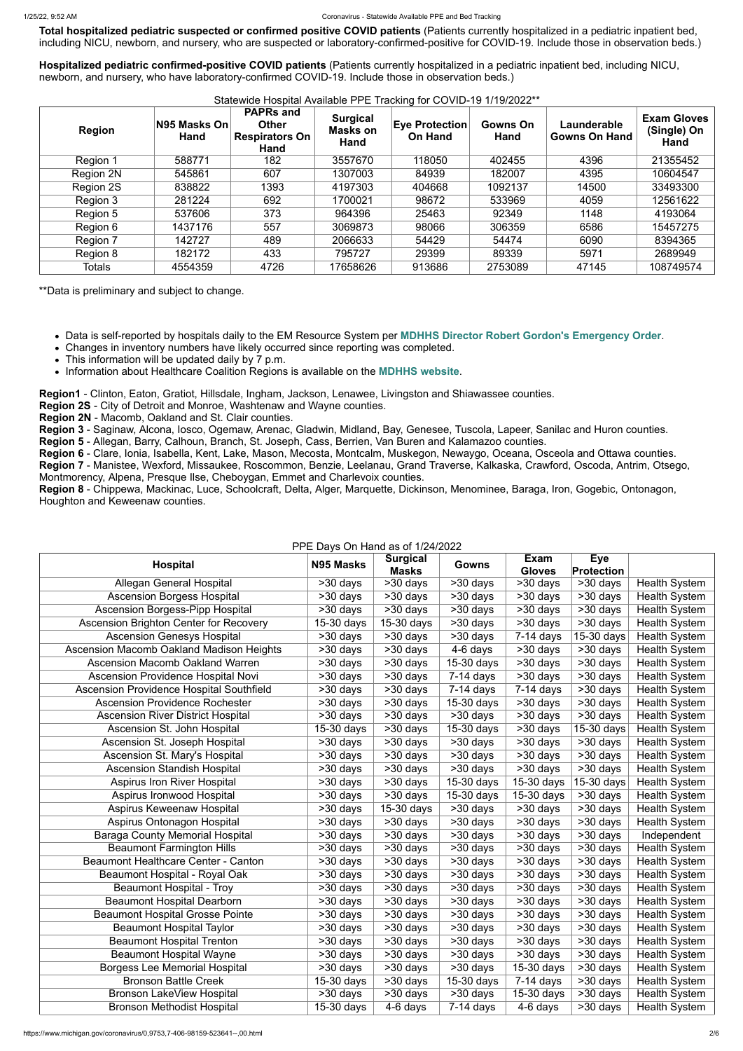**Total hospitalized pediatric suspected or confirmed positive COVID patients** (Patients currently hospitalized in a pediatric inpatient bed, including NICU, newborn, and nursery, who are suspected or laboratory-confirmed-positive for COVID-19. Include those in observation beds.)

**Hospitalized pediatric confirmed-positive COVID patients** (Patients currently hospitalized in a pediatric inpatient bed, including NICU, newborn, and nursery, who have laboratory-confirmed COVID-19. Include those in observation beds.)

Statewide Hospital Available PPE Tracking for COVID-19 1/19/2022**

| Region | N95 Masks On Hand | PAPRs and Other Respirators On Hand | Surgical Masks on Hand | Eye Protection On Hand | Gowns On Hand | Launderable Gowns On Hand | Exam Gloves (Single) On Hand |
|---|---|---|---|---|---|---|---|
| Region 1 | 588771 | 182 | 3557670 | 118050 | 402455 | 4396 | 21355452 |
| Region 2N | 545861 | 607 | 1307003 | 84939 | 182007 | 4395 | 10604547 |
| Region 2S | 838822 | 1393 | 4197303 | 404668 | 1092137 | 14500 | 33493300 |
| Region 3 | 281224 | 692 | 1700021 | 98672 | 533969 | 4059 | 12561622 |
| Region 5 | 537606 | 373 | 964396 | 25463 | 92349 | 1148 | 4193064 |
| Region 6 | 1437176 | 557 | 3069873 | 98066 | 306359 | 6586 | 15457275 |
| Region 7 | 142727 | 489 | 2066633 | 54429 | 54474 | 6090 | 8394365 |
| Region 8 | 182172 | 433 | 795727 | 29399 | 89339 | 5971 | 2689949 |
| Totals | 4554359 | 4726 | 17658626 | 913686 | 2753089 | 47145 | 108749574 |

**Data is preliminary and subject to change.

- Data is self-reported by hospitals daily to the EM Resource System per **MDHHS Director Robert Gordon's Emergency Order**.
- Changes in inventory numbers have likely occurred since reporting was completed.
- This information will be updated daily by 7 p.m.
- Information about Healthcare Coalition Regions is available on the **MDHHS website**.

**Region1** - Clinton, Eaton, Gratiot, Hillsdale, Ingham, Jackson, Lenawee, Livingston and Shiawassee counties.
**Region 2S** - City of Detroit and Monroe, Washtenaw and Wayne counties.
**Region 2N** - Macomb, Oakland and St. Clair counties.
**Region 3** - Saginaw, Alcona, Iosco, Ogemaw, Arenac, Gladwin, Midland, Bay, Genesee, Tuscola, Lapeer, Sanilac and Huron counties.
**Region 5** - Allegan, Barry, Calhoun, Branch, St. Joseph, Cass, Berrien, Van Buren and Kalamazoo counties.
**Region 6** - Clare, Ionia, Isabella, Kent, Lake, Mason, Mecosta, Montcalm, Muskegon, Newaygo, Oceana, Osceola and Ottawa counties.
**Region 7** - Manistee, Wexford, Missaukee, Roscommon, Benzie, Leelanau, Grand Traverse, Kalkaska, Crawford, Oscoda, Antrim, Otsego, Montmorency, Alpena, Presque Ilse, Cheboygan, Emmet and Charlevoix counties.
**Region 8** - Chippewa, Mackinac, Luce, Schoolcraft, Delta, Alger, Marquette, Dickinson, Menominee, Baraga, Iron, Gogebic, Ontonagon, Houghton and Keweenaw counties.

PPE Days On Hand as of 1/24/2022

| Hospital | N95 Masks | Surgical Masks | Gowns | Exam Gloves | Eye Protection | |
|---|---|---|---|---|---|---|
| Allegan General Hospital | >30 days | >30 days | >30 days | >30 days | >30 days | Health System |
| Ascension Borgess Hospital | >30 days | >30 days | >30 days | >30 days | >30 days | Health System |
| Ascension Borgess-Pipp Hospital | >30 days | >30 days | >30 days | >30 days | >30 days | Health System |
| Ascension Brighton Center for Recovery | 15-30 days | 15-30 days | >30 days | >30 days | >30 days | Health System |
| Ascension Genesys Hospital | >30 days | >30 days | >30 days | 7-14 days | 15-30 days | Health System |
| Ascension Macomb Oakland Madison Heights | >30 days | >30 days | 4-6 days | >30 days | >30 days | Health System |
| Ascension Macomb Oakland Warren | >30 days | >30 days | 15-30 days | >30 days | >30 days | Health System |
| Ascension Providence Hospital Novi | >30 days | >30 days | 7-14 days | >30 days | >30 days | Health System |
| Ascension Providence Hospital Southfield | >30 days | >30 days | 7-14 days | 7-14 days | >30 days | Health System |
| Ascension Providence Rochester | >30 days | >30 days | 15-30 days | >30 days | >30 days | Health System |
| Ascension River District Hospital | >30 days | >30 days | >30 days | >30 days | >30 days | Health System |
| Ascension St. John Hospital | 15-30 days | >30 days | 15-30 days | >30 days | 15-30 days | Health System |
| Ascension St. Joseph Hospital | >30 days | >30 days | >30 days | >30 days | >30 days | Health System |
| Ascension St. Mary's Hospital | >30 days | >30 days | >30 days | >30 days | >30 days | Health System |
| Ascension Standish Hospital | >30 days | >30 days | >30 days | >30 days | >30 days | Health System |
| Aspirus Iron River Hospital | >30 days | >30 days | 15-30 days | 15-30 days | 15-30 days | Health System |
| Aspirus Ironwood Hospital | >30 days | >30 days | 15-30 days | 15-30 days | >30 days | Health System |
| Aspirus Keweenaw Hospital | >30 days | 15-30 days | >30 days | >30 days | >30 days | Health System |
| Aspirus Ontonagon Hospital | >30 days | >30 days | >30 days | >30 days | >30 days | Health System |
| Baraga County Memorial Hospital | >30 days | >30 days | >30 days | >30 days | >30 days | Independent |
| Beaumont Farmington Hills | >30 days | >30 days | >30 days | >30 days | >30 days | Health System |
| Beaumont Healthcare Center - Canton | >30 days | >30 days | >30 days | >30 days | >30 days | Health System |
| Beaumont Hospital - Royal Oak | >30 days | >30 days | >30 days | >30 days | >30 days | Health System |
| Beaumont Hospital - Troy | >30 days | >30 days | >30 days | >30 days | >30 days | Health System |
| Beaumont Hospital Dearborn | >30 days | >30 days | >30 days | >30 days | >30 days | Health System |
| Beaumont Hospital Grosse Pointe | >30 days | >30 days | >30 days | >30 days | >30 days | Health System |
| Beaumont Hospital Taylor | >30 days | >30 days | >30 days | >30 days | >30 days | Health System |
| Beaumont Hospital Trenton | >30 days | >30 days | >30 days | >30 days | >30 days | Health System |
| Beaumont Hospital Wayne | >30 days | >30 days | >30 days | >30 days | >30 days | Health System |
| Borgess Lee Memorial Hospital | >30 days | >30 days | >30 days | 15-30 days | >30 days | Health System |
| Bronson Battle Creek | 15-30 days | >30 days | 15-30 days | 7-14 days | >30 days | Health System |
| Bronson LakeView Hospital | >30 days | >30 days | >30 days | 15-30 days | >30 days | Health System |
| Bronson Methodist Hospital | 15-30 days | 4-6 days | 7-14 days | 4-6 days | >30 days | Health System |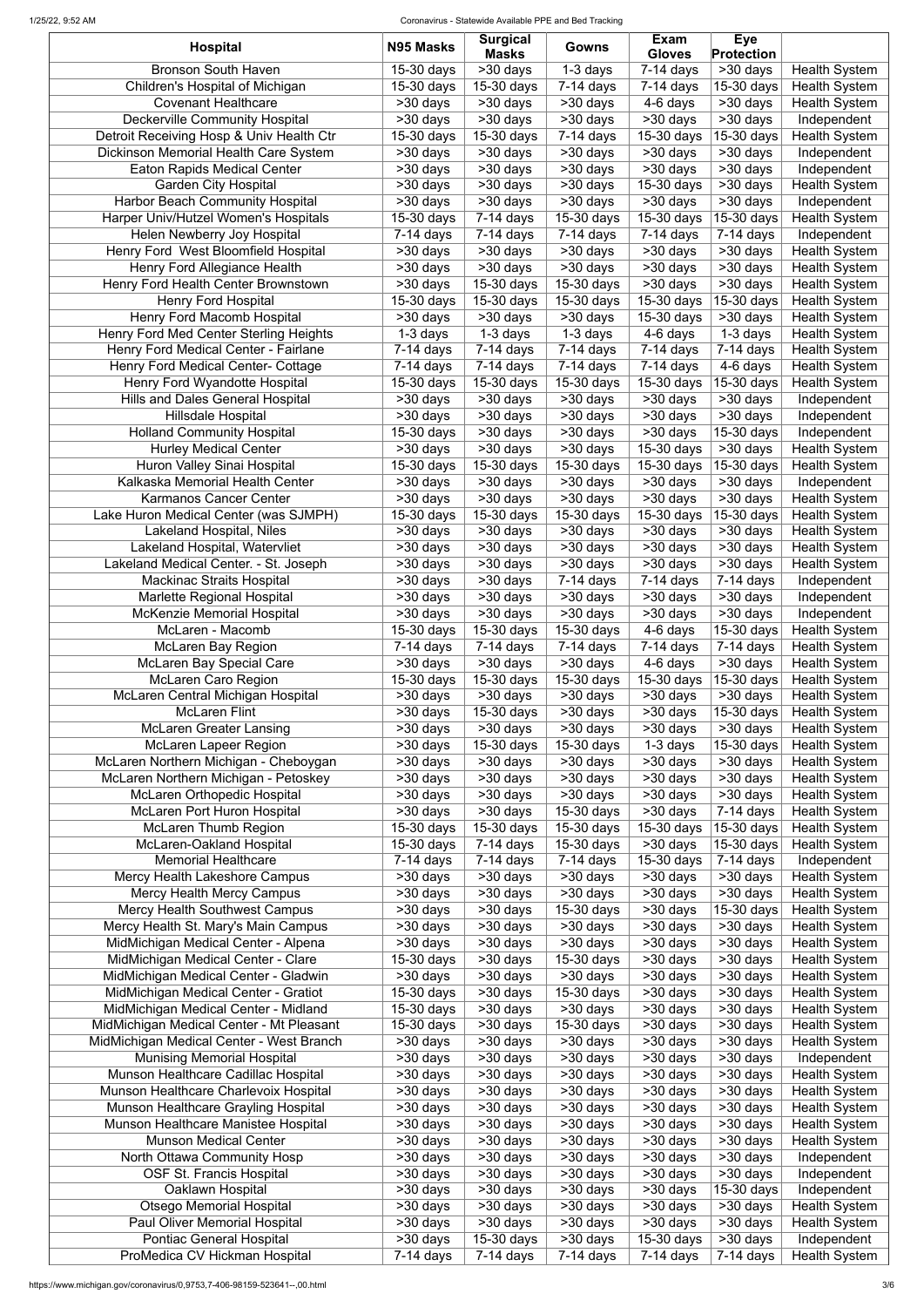| Hospital | N95 Masks | Surgical Masks | Gowns | Exam Gloves | Eye Protection | |
|---|---|---|---|---|---|---|
| Bronson South Haven | 15-30 days | >30 days | 1-3 days | 7-14 days | >30 days | Health System |
| Children's Hospital of Michigan | 15-30 days | 15-30 days | 7-14 days | 7-14 days | 15-30 days | Health System |
| Covenant Healthcare | >30 days | >30 days | >30 days | 4-6 days | >30 days | Health System |
| Deckerville Community Hospital | >30 days | >30 days | >30 days | >30 days | >30 days | Independent |
| Detroit Receiving Hosp & Univ Health Ctr | 15-30 days | 15-30 days | 7-14 days | 15-30 days | 15-30 days | Health System |
| Dickinson Memorial Health Care System | >30 days | >30 days | >30 days | >30 days | >30 days | Independent |
| Eaton Rapids Medical Center | >30 days | >30 days | >30 days | >30 days | >30 days | Independent |
| Garden City Hospital | >30 days | >30 days | >30 days | 15-30 days | >30 days | Health System |
| Harbor Beach Community Hospital | >30 days | >30 days | >30 days | >30 days | >30 days | Independent |
| Harper Univ/Hutzel Women's Hospitals | 15-30 days | 7-14 days | 15-30 days | 15-30 days | 15-30 days | Health System |
| Helen Newberry Joy Hospital | 7-14 days | 7-14 days | 7-14 days | 7-14 days | 7-14 days | Independent |
| Henry Ford West Bloomfield Hospital | >30 days | >30 days | >30 days | >30 days | >30 days | Health System |
| Henry Ford Allegiance Health | >30 days | >30 days | >30 days | >30 days | >30 days | Health System |
| Henry Ford Health Center Brownstown | >30 days | 15-30 days | 15-30 days | >30 days | >30 days | Health System |
| Henry Ford Hospital | 15-30 days | 15-30 days | 15-30 days | 15-30 days | 15-30 days | Health System |
| Henry Ford Macomb Hospital | >30 days | >30 days | >30 days | 15-30 days | >30 days | Health System |
| Henry Ford Med Center Sterling Heights | 1-3 days | 1-3 days | 1-3 days | 4-6 days | 1-3 days | Health System |
| Henry Ford Medical Center - Fairlane | 7-14 days | 7-14 days | 7-14 days | 7-14 days | 7-14 days | Health System |
| Henry Ford Medical Center- Cottage | 7-14 days | 7-14 days | 7-14 days | 7-14 days | 4-6 days | Health System |
| Henry Ford Wyandotte Hospital | 15-30 days | 15-30 days | 15-30 days | 15-30 days | 15-30 days | Health System |
| Hills and Dales General Hospital | >30 days | >30 days | >30 days | >30 days | >30 days | Independent |
| Hillsdale Hospital | >30 days | >30 days | >30 days | >30 days | >30 days | Independent |
| Holland Community Hospital | 15-30 days | >30 days | >30 days | >30 days | 15-30 days | Independent |
| Hurley Medical Center | >30 days | >30 days | >30 days | 15-30 days | >30 days | Health System |
| Huron Valley Sinai Hospital | 15-30 days | 15-30 days | 15-30 days | 15-30 days | 15-30 days | Health System |
| Kalkaska Memorial Health Center | >30 days | >30 days | >30 days | >30 days | >30 days | Independent |
| Karmanos Cancer Center | >30 days | >30 days | >30 days | >30 days | >30 days | Health System |
| Lake Huron Medical Center (was SJMPH) | 15-30 days | 15-30 days | 15-30 days | 15-30 days | 15-30 days | Health System |
| Lakeland Hospital, Niles | >30 days | >30 days | >30 days | >30 days | >30 days | Health System |
| Lakeland Hospital, Watervliet | >30 days | >30 days | >30 days | >30 days | >30 days | Health System |
| Lakeland Medical Center. - St. Joseph | >30 days | >30 days | >30 days | >30 days | >30 days | Health System |
| Mackinac Straits Hospital | >30 days | >30 days | 7-14 days | 7-14 days | 7-14 days | Independent |
| Marlette Regional Hospital | >30 days | >30 days | >30 days | >30 days | >30 days | Independent |
| McKenzie Memorial Hospital | >30 days | >30 days | >30 days | >30 days | >30 days | Independent |
| McLaren - Macomb | 15-30 days | 15-30 days | 15-30 days | 4-6 days | 15-30 days | Health System |
| McLaren Bay Region | 7-14 days | 7-14 days | 7-14 days | 7-14 days | 7-14 days | Health System |
| McLaren Bay Special Care | >30 days | >30 days | >30 days | 4-6 days | >30 days | Health System |
| McLaren Caro Region | 15-30 days | 15-30 days | 15-30 days | 15-30 days | 15-30 days | Health System |
| McLaren Central Michigan Hospital | >30 days | >30 days | >30 days | >30 days | >30 days | Health System |
| McLaren Flint | >30 days | 15-30 days | >30 days | >30 days | 15-30 days | Health System |
| McLaren Greater Lansing | >30 days | >30 days | >30 days | >30 days | >30 days | Health System |
| McLaren Lapeer Region | >30 days | 15-30 days | 15-30 days | 1-3 days | 15-30 days | Health System |
| McLaren Northern Michigan - Cheboygan | >30 days | >30 days | >30 days | >30 days | >30 days | Health System |
| McLaren Northern Michigan - Petoskey | >30 days | >30 days | >30 days | >30 days | >30 days | Health System |
| McLaren Orthopedic Hospital | >30 days | >30 days | >30 days | >30 days | >30 days | Health System |
| McLaren Port Huron Hospital | >30 days | >30 days | 15-30 days | >30 days | 7-14 days | Health System |
| McLaren Thumb Region | 15-30 days | 15-30 days | 15-30 days | 15-30 days | 15-30 days | Health System |
| McLaren-Oakland Hospital | 15-30 days | 7-14 days | 15-30 days | >30 days | 15-30 days | Health System |
| Memorial Healthcare | 7-14 days | 7-14 days | 7-14 days | 15-30 days | 7-14 days | Independent |
| Mercy Health Lakeshore Campus | >30 days | >30 days | >30 days | >30 days | >30 days | Health System |
| Mercy Health Mercy Campus | >30 days | >30 days | >30 days | >30 days | >30 days | Health System |
| Mercy Health Southwest Campus | >30 days | >30 days | 15-30 days | >30 days | 15-30 days | Health System |
| Mercy Health St. Mary's Main Campus | >30 days | >30 days | >30 days | >30 days | >30 days | Health System |
| MidMichigan Medical Center - Alpena | >30 days | >30 days | >30 days | >30 days | >30 days | Health System |
| MidMichigan Medical Center - Clare | 15-30 days | >30 days | 15-30 days | >30 days | >30 days | Health System |
| MidMichigan Medical Center - Gladwin | >30 days | >30 days | >30 days | >30 days | >30 days | Health System |
| MidMichigan Medical Center - Gratiot | 15-30 days | >30 days | 15-30 days | >30 days | >30 days | Health System |
| MidMichigan Medical Center - Midland | 15-30 days | >30 days | >30 days | >30 days | >30 days | Health System |
| MidMichigan Medical Center - Mt Pleasant | 15-30 days | >30 days | 15-30 days | >30 days | >30 days | Health System |
| MidMichigan Medical Center - West Branch | >30 days | >30 days | >30 days | >30 days | >30 days | Health System |
| Munising Memorial Hospital | >30 days | >30 days | >30 days | >30 days | >30 days | Independent |
| Munson Healthcare Cadillac Hospital | >30 days | >30 days | >30 days | >30 days | >30 days | Health System |
| Munson Healthcare Charlevoix Hospital | >30 days | >30 days | >30 days | >30 days | >30 days | Health System |
| Munson Healthcare Grayling Hospital | >30 days | >30 days | >30 days | >30 days | >30 days | Health System |
| Munson Healthcare Manistee Hospital | >30 days | >30 days | >30 days | >30 days | >30 days | Health System |
| Munson Medical Center | >30 days | >30 days | >30 days | >30 days | >30 days | Health System |
| North Ottawa Community Hosp | >30 days | >30 days | >30 days | >30 days | >30 days | Independent |
| OSF St. Francis Hospital | >30 days | >30 days | >30 days | >30 days | >30 days | Independent |
| Oaklawn Hospital | >30 days | >30 days | >30 days | >30 days | 15-30 days | Independent |
| Otsego Memorial Hospital | >30 days | >30 days | >30 days | >30 days | >30 days | Health System |
| Paul Oliver Memorial Hospital | >30 days | >30 days | >30 days | >30 days | >30 days | Health System |
| Pontiac General Hospital | >30 days | 15-30 days | >30 days | 15-30 days | >30 days | Independent |
| ProMedica CV Hickman Hospital | 7-14 days | 7-14 days | 7-14 days | 7-14 days | 7-14 days | Health System |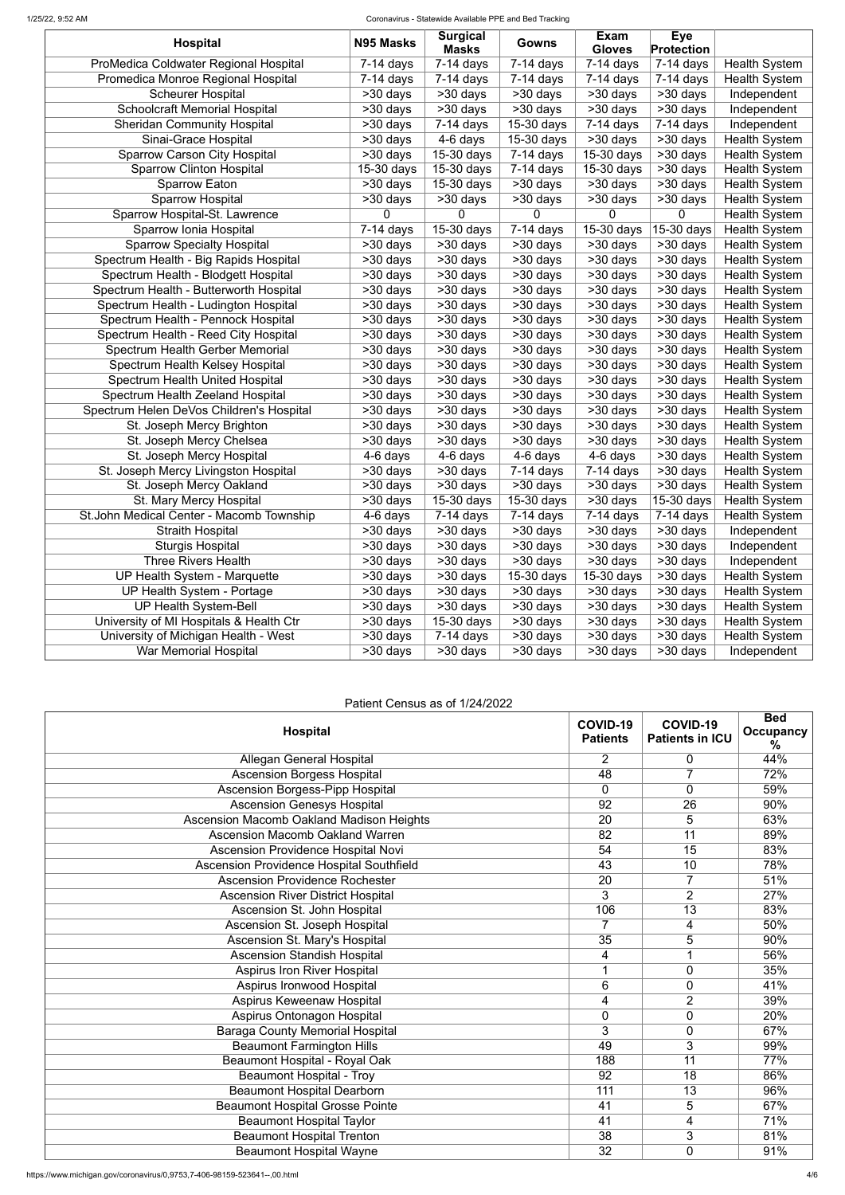| Hospital | N95 Masks | Surgical Masks | Gowns | Exam Gloves | Eye Protection | |
|---|---|---|---|---|---|---|
| ProMedica Coldwater Regional Hospital | 7-14 days | 7-14 days | 7-14 days | 7-14 days | 7-14 days | Health System |
| Promedica Monroe Regional Hospital | 7-14 days | 7-14 days | 7-14 days | 7-14 days | 7-14 days | Health System |
| Scheurer Hospital | >30 days | >30 days | >30 days | >30 days | >30 days | Independent |
| Schoolcraft Memorial Hospital | >30 days | >30 days | >30 days | >30 days | >30 days | Independent |
| Sheridan Community Hospital | >30 days | 7-14 days | 15-30 days | 7-14 days | 7-14 days | Independent |
| Sinai-Grace Hospital | >30 days | 4-6 days | 15-30 days | >30 days | >30 days | Health System |
| Sparrow Carson City Hospital | >30 days | 15-30 days | 7-14 days | 15-30 days | >30 days | Health System |
| Sparrow Clinton Hospital | 15-30 days | 15-30 days | 7-14 days | 15-30 days | >30 days | Health System |
| Sparrow Eaton | >30 days | 15-30 days | >30 days | >30 days | >30 days | Health System |
| Sparrow Hospital | >30 days | >30 days | >30 days | >30 days | >30 days | Health System |
| Sparrow Hospital-St. Lawrence | 0 | 0 | 0 | 0 | 0 | Health System |
| Sparrow Ionia Hospital | 7-14 days | 15-30 days | 7-14 days | 15-30 days | 15-30 days | Health System |
| Sparrow Specialty Hospital | >30 days | >30 days | >30 days | >30 days | >30 days | Health System |
| Spectrum Health - Big Rapids Hospital | >30 days | >30 days | >30 days | >30 days | >30 days | Health System |
| Spectrum Health - Blodgett Hospital | >30 days | >30 days | >30 days | >30 days | >30 days | Health System |
| Spectrum Health - Butterworth Hospital | >30 days | >30 days | >30 days | >30 days | >30 days | Health System |
| Spectrum Health - Ludington Hospital | >30 days | >30 days | >30 days | >30 days | >30 days | Health System |
| Spectrum Health - Pennock Hospital | >30 days | >30 days | >30 days | >30 days | >30 days | Health System |
| Spectrum Health - Reed City Hospital | >30 days | >30 days | >30 days | >30 days | >30 days | Health System |
| Spectrum Health Gerber Memorial | >30 days | >30 days | >30 days | >30 days | >30 days | Health System |
| Spectrum Health Kelsey Hospital | >30 days | >30 days | >30 days | >30 days | >30 days | Health System |
| Spectrum Health United Hospital | >30 days | >30 days | >30 days | >30 days | >30 days | Health System |
| Spectrum Health Zeeland Hospital | >30 days | >30 days | >30 days | >30 days | >30 days | Health System |
| Spectrum Helen DeVos Children's Hospital | >30 days | >30 days | >30 days | >30 days | >30 days | Health System |
| St. Joseph Mercy Brighton | >30 days | >30 days | >30 days | >30 days | >30 days | Health System |
| St. Joseph Mercy Chelsea | >30 days | >30 days | >30 days | >30 days | >30 days | Health System |
| St. Joseph Mercy Hospital | 4-6 days | 4-6 days | 4-6 days | 4-6 days | >30 days | Health System |
| St. Joseph Mercy Livingston Hospital | >30 days | >30 days | 7-14 days | 7-14 days | >30 days | Health System |
| St. Joseph Mercy Oakland | >30 days | >30 days | >30 days | >30 days | >30 days | Health System |
| St. Mary Mercy Hospital | >30 days | 15-30 days | 15-30 days | >30 days | 15-30 days | Health System |
| St.John Medical Center - Macomb Township | 4-6 days | 7-14 days | 7-14 days | 7-14 days | 7-14 days | Health System |
| Straith Hospital | >30 days | >30 days | >30 days | >30 days | >30 days | Independent |
| Sturgis Hospital | >30 days | >30 days | >30 days | >30 days | >30 days | Independent |
| Three Rivers Health | >30 days | >30 days | >30 days | >30 days | >30 days | Independent |
| UP Health System - Marquette | >30 days | >30 days | 15-30 days | 15-30 days | >30 days | Health System |
| UP Health System - Portage | >30 days | >30 days | >30 days | >30 days | >30 days | Health System |
| UP Health System-Bell | >30 days | >30 days | >30 days | >30 days | >30 days | Health System |
| University of MI Hospitals & Health Ctr | >30 days | 15-30 days | >30 days | >30 days | >30 days | Health System |
| University of Michigan Health - West | >30 days | 7-14 days | >30 days | >30 days | >30 days | Health System |
| War Memorial Hospital | >30 days | >30 days | >30 days | >30 days | >30 days | Independent |

Patient Census as of 1/24/2022

| Hospital | COVID-19 Patients | COVID-19 Patients in ICU | Bed Occupancy % |
|---|---|---|---|
| Allegan General Hospital | 2 | 0 | 44% |
| Ascension Borgess Hospital | 48 | 7 | 72% |
| Ascension Borgess-Pipp Hospital | 0 | 0 | 59% |
| Ascension Genesys Hospital | 92 | 26 | 90% |
| Ascension Macomb Oakland Madison Heights | 20 | 5 | 63% |
| Ascension Macomb Oakland Warren | 82 | 11 | 89% |
| Ascension Providence Hospital Novi | 54 | 15 | 83% |
| Ascension Providence Hospital Southfield | 43 | 10 | 78% |
| Ascension Providence Rochester | 20 | 7 | 51% |
| Ascension River District Hospital | 3 | 2 | 27% |
| Ascension St. John Hospital | 106 | 13 | 83% |
| Ascension St. Joseph Hospital | 7 | 4 | 50% |
| Ascension St. Mary's Hospital | 35 | 5 | 90% |
| Ascension Standish Hospital | 4 | 1 | 56% |
| Aspirus Iron River Hospital | 1 | 0 | 35% |
| Aspirus Ironwood Hospital | 6 | 0 | 41% |
| Aspirus Keweenaw Hospital | 4 | 2 | 39% |
| Aspirus Ontonagon Hospital | 0 | 0 | 20% |
| Baraga County Memorial Hospital | 3 | 0 | 67% |
| Beaumont Farmington Hills | 49 | 3 | 99% |
| Beaumont Hospital - Royal Oak | 188 | 11 | 77% |
| Beaumont Hospital - Troy | 92 | 18 | 86% |
| Beaumont Hospital Dearborn | 111 | 13 | 96% |
| Beaumont Hospital Grosse Pointe | 41 | 5 | 67% |
| Beaumont Hospital Taylor | 41 | 4 | 71% |
| Beaumont Hospital Trenton | 38 | 3 | 81% |
| Beaumont Hospital Wayne | 32 | 0 | 91% |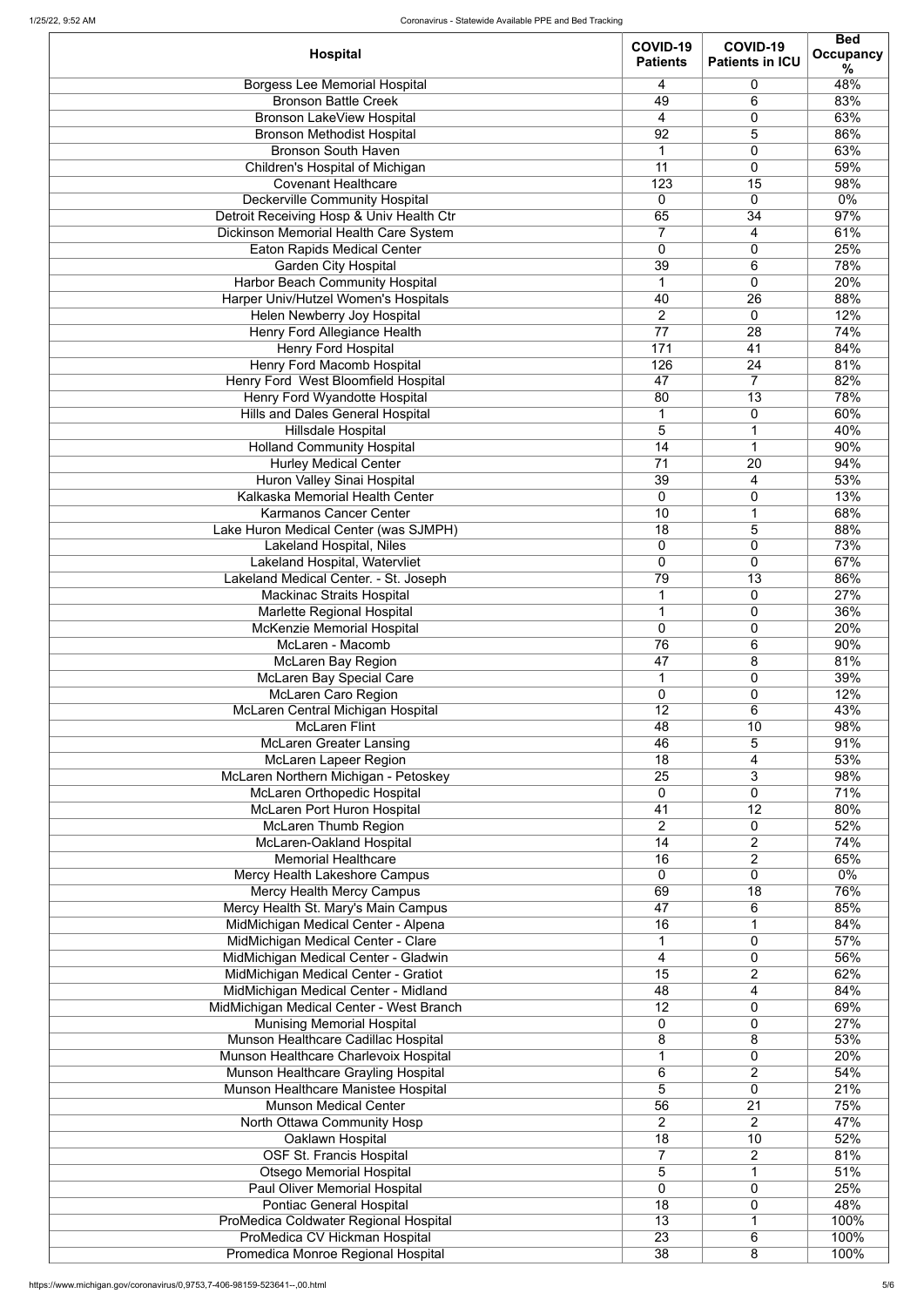| Hospital | COVID-19 Patients | COVID-19 Patients in ICU | Bed Occupancy % |
|---|---|---|---|
| Borgess Lee Memorial Hospital | 4 | 0 | 48% |
| Bronson Battle Creek | 49 | 6 | 83% |
| Bronson LakeView Hospital | 4 | 0 | 63% |
| Bronson Methodist Hospital | 92 | 5 | 86% |
| Bronson South Haven | 1 | 0 | 63% |
| Children's Hospital of Michigan | 11 | 0 | 59% |
| Covenant Healthcare | 123 | 15 | 98% |
| Deckerville Community Hospital | 0 | 0 | 0% |
| Detroit Receiving Hosp & Univ Health Ctr | 65 | 34 | 97% |
| Dickinson Memorial Health Care System | 7 | 4 | 61% |
| Eaton Rapids Medical Center | 0 | 0 | 25% |
| Garden City Hospital | 39 | 6 | 78% |
| Harbor Beach Community Hospital | 1 | 0 | 20% |
| Harper Univ/Hutzel Women's Hospitals | 40 | 26 | 88% |
| Helen Newberry Joy Hospital | 2 | 0 | 12% |
| Henry Ford Allegiance Health | 77 | 28 | 74% |
| Henry Ford Hospital | 171 | 41 | 84% |
| Henry Ford Macomb Hospital | 126 | 24 | 81% |
| Henry Ford West Bloomfield Hospital | 47 | 7 | 82% |
| Henry Ford Wyandotte Hospital | 80 | 13 | 78% |
| Hills and Dales General Hospital | 1 | 0 | 60% |
| Hillsdale Hospital | 5 | 1 | 40% |
| Holland Community Hospital | 14 | 1 | 90% |
| Hurley Medical Center | 71 | 20 | 94% |
| Huron Valley Sinai Hospital | 39 | 4 | 53% |
| Kalkaska Memorial Health Center | 0 | 0 | 13% |
| Karmanos Cancer Center | 10 | 1 | 68% |
| Lake Huron Medical Center (was SJMPH) | 18 | 5 | 88% |
| Lakeland Hospital, Niles | 0 | 0 | 73% |
| Lakeland Hospital, Watervliet | 0 | 0 | 67% |
| Lakeland Medical Center. - St. Joseph | 79 | 13 | 86% |
| Mackinac Straits Hospital | 1 | 0 | 27% |
| Marlette Regional Hospital | 1 | 0 | 36% |
| McKenzie Memorial Hospital | 0 | 0 | 20% |
| McLaren - Macomb | 76 | 6 | 90% |
| McLaren Bay Region | 47 | 8 | 81% |
| McLaren Bay Special Care | 1 | 0 | 39% |
| McLaren Caro Region | 0 | 0 | 12% |
| McLaren Central Michigan Hospital | 12 | 6 | 43% |
| McLaren Flint | 48 | 10 | 98% |
| McLaren Greater Lansing | 46 | 5 | 91% |
| McLaren Lapeer Region | 18 | 4 | 53% |
| McLaren Northern Michigan - Petoskey | 25 | 3 | 98% |
| McLaren Orthopedic Hospital | 0 | 0 | 71% |
| McLaren Port Huron Hospital | 41 | 12 | 80% |
| McLaren Thumb Region | 2 | 0 | 52% |
| McLaren-Oakland Hospital | 14 | 2 | 74% |
| Memorial Healthcare | 16 | 2 | 65% |
| Mercy Health Lakeshore Campus | 0 | 0 | 0% |
| Mercy Health Mercy Campus | 69 | 18 | 76% |
| Mercy Health St. Mary's Main Campus | 47 | 6 | 85% |
| MidMichigan Medical Center - Alpena | 16 | 1 | 84% |
| MidMichigan Medical Center - Clare | 1 | 0 | 57% |
| MidMichigan Medical Center - Gladwin | 4 | 0 | 56% |
| MidMichigan Medical Center - Gratiot | 15 | 2 | 62% |
| MidMichigan Medical Center - Midland | 48 | 4 | 84% |
| MidMichigan Medical Center - West Branch | 12 | 0 | 69% |
| Munising Memorial Hospital | 0 | 0 | 27% |
| Munson Healthcare Cadillac Hospital | 8 | 8 | 53% |
| Munson Healthcare Charlevoix Hospital | 1 | 0 | 20% |
| Munson Healthcare Grayling Hospital | 6 | 2 | 54% |
| Munson Healthcare Manistee Hospital | 5 | 0 | 21% |
| Munson Medical Center | 56 | 21 | 75% |
| North Ottawa Community Hosp | 2 | 2 | 47% |
| Oaklawn Hospital | 18 | 10 | 52% |
| OSF St. Francis Hospital | 7 | 2 | 81% |
| Otsego Memorial Hospital | 5 | 1 | 51% |
| Paul Oliver Memorial Hospital | 0 | 0 | 25% |
| Pontiac General Hospital | 18 | 0 | 48% |
| ProMedica Coldwater Regional Hospital | 13 | 1 | 100% |
| ProMedica CV Hickman Hospital | 23 | 6 | 100% |
| Promedica Monroe Regional Hospital | 38 | 8 | 100% |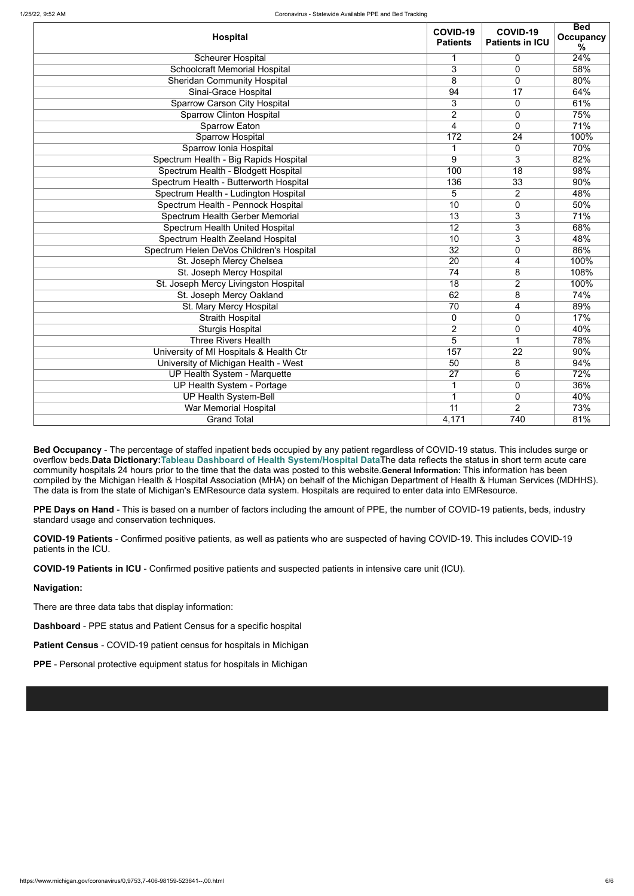| Hospital | COVID-19 Patients | COVID-19 Patients in ICU | Bed Occupancy % |
|---|---|---|---|
| Scheurer Hospital | 1 | 0 | 24% |
| Schoolcraft Memorial Hospital | 3 | 0 | 58% |
| Sheridan Community Hospital | 8 | 0 | 80% |
| Sinai-Grace Hospital | 94 | 17 | 64% |
| Sparrow Carson City Hospital | 3 | 0 | 61% |
| Sparrow Clinton Hospital | 2 | 0 | 75% |
| Sparrow Eaton | 4 | 0 | 71% |
| Sparrow Hospital | 172 | 24 | 100% |
| Sparrow Ionia Hospital | 1 | 0 | 70% |
| Spectrum Health - Big Rapids Hospital | 9 | 3 | 82% |
| Spectrum Health - Blodgett Hospital | 100 | 18 | 98% |
| Spectrum Health - Butterworth Hospital | 136 | 33 | 90% |
| Spectrum Health - Ludington Hospital | 5 | 2 | 48% |
| Spectrum Health - Pennock Hospital | 10 | 0 | 50% |
| Spectrum Health Gerber Memorial | 13 | 3 | 71% |
| Spectrum Health United Hospital | 12 | 3 | 68% |
| Spectrum Health Zeeland Hospital | 10 | 3 | 48% |
| Spectrum Helen DeVos Children's Hospital | 32 | 0 | 86% |
| St. Joseph Mercy Chelsea | 20 | 4 | 100% |
| St. Joseph Mercy Hospital | 74 | 8 | 108% |
| St. Joseph Mercy Livingston Hospital | 18 | 2 | 100% |
| St. Joseph Mercy Oakland | 62 | 8 | 74% |
| St. Mary Mercy Hospital | 70 | 4 | 89% |
| Straith Hospital | 0 | 0 | 17% |
| Sturgis Hospital | 2 | 0 | 40% |
| Three Rivers Health | 5 | 1 | 78% |
| University of MI Hospitals & Health Ctr | 157 | 22 | 90% |
| University of Michigan Health - West | 50 | 8 | 94% |
| UP Health System - Marquette | 27 | 6 | 72% |
| UP Health System - Portage | 1 | 0 | 36% |
| UP Health System-Bell | 1 | 0 | 40% |
| War Memorial Hospital | 11 | 2 | 73% |
| Grand Total | 4,171 | 740 | 81% |

**Bed Occupancy** - The percentage of staffed inpatient beds occupied by any patient regardless of COVID-19 status. This includes surge or overflow beds.**Data Dictionary:Tableau Dashboard of Health System/Hospital Data**The data reflects the status in short term acute care community hospitals 24 hours prior to the time that the data was posted to this website.**General Information:** This information has been compiled by the Michigan Health & Hospital Association (MHA) on behalf of the Michigan Department of Health & Human Services (MDHHS). The data is from the state of Michigan's EMResource data system. Hospitals are required to enter data into EMResource.

**PPE Days on Hand** - This is based on a number of factors including the amount of PPE, the number of COVID-19 patients, beds, industry standard usage and conservation techniques.

**COVID-19 Patients** - Confirmed positive patients, as well as patients who are suspected of having COVID-19. This includes COVID-19 patients in the ICU.

**COVID-19 Patients in ICU** - Confirmed positive patients and suspected patients in intensive care unit (ICU).

**Navigation:**

There are three data tabs that display information:

**Dashboard** - PPE status and Patient Census for a specific hospital

**Patient Census** - COVID-19 patient census for hospitals in Michigan

**PPE** - Personal protective equipment status for hospitals in Michigan